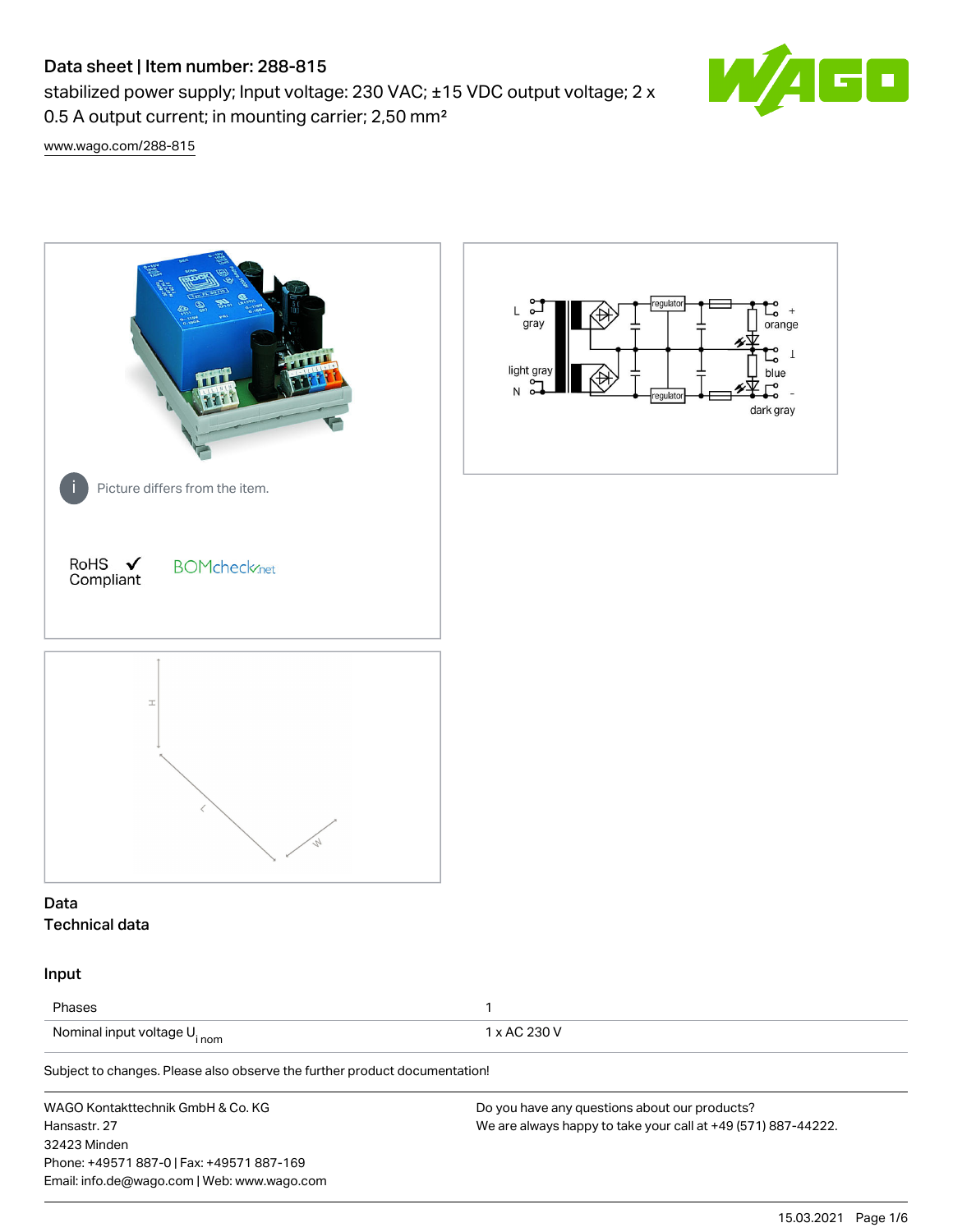# Data sheet | Item number: 288-815

stabilized power supply; Input voltage: 230 VAC; ±15 VDC output voltage; 2 x 0.5 A output current; in mounting carrier; 2,50 mm²

www.wago.com/288-815

Picture differs from the item.

RoHS ✓ Compliant

BOMcheck.net

## Data

### Technical data

#### Input

| | |
|---|---|
| Phases | 1 |
| Nominal input voltage $U_{i\,nom}$ | 1 x AC 230 V |

Subject to changes. Please also observe the further product documentation!

WAGO Kontakttechnik GmbH & Co. KG
Hansastr. 27
32423 Minden
Phone: +49571 887-0 | Fax: +49571 887-169
Email: info.de@wago.com | Web: www.wago.com

Do you have any questions about our products?
We are always happy to take your call at +49 (571) 887-44222.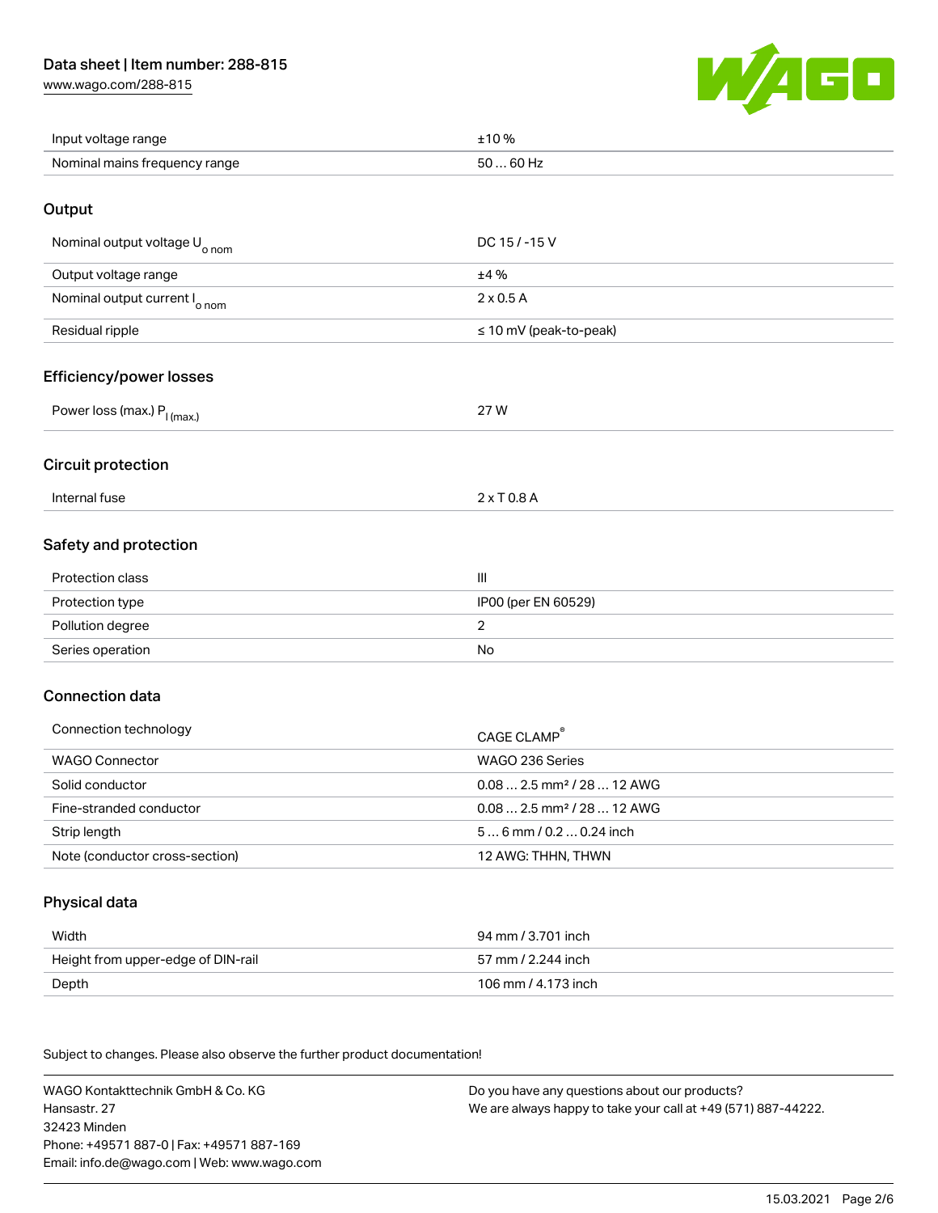| | |
|---|---|
| Input voltage range | ±10 % |
| Nominal mains frequency range | 50 … 60 Hz |

## Output

| | |
|---|---|
| Nominal output voltage $U_{o\ nom}$ | DC 15 / -15 V |
| Output voltage range | ±4 % |
| Nominal output current $I_{o\ nom}$ | 2 x 0.5 A |
| Residual ripple | ≤ 10 mV (peak-to-peak) |

## Efficiency/power losses

| | |
|---|---|
| Power loss (max.) $P_{l\ (max.)}$ | 27 W |

## Circuit protection

| | |
|---|---|
| Internal fuse | 2 x T 0.8 A |

## Safety and protection

| | |
|---|---|
| Protection class | III |
| Protection type | IP00 (per EN 60529) |
| Pollution degree | 2 |
| Series operation | No |

## Connection data

| | |
|---|---|
| Connection technology | CAGE CLAMP® |
| WAGO Connector | WAGO 236 Series |
| Solid conductor | 0.08 … 2.5 mm² / 28 … 12 AWG |
| Fine-stranded conductor | 0.08 … 2.5 mm² / 28 … 12 AWG |
| Strip length | 5 … 6 mm / 0.2 … 0.24 inch |
| Note (conductor cross-section) | 12 AWG: THHN, THWN |

## Physical data

| | |
|---|---|
| Width | 94 mm / 3.701 inch |
| Height from upper-edge of DIN-rail | 57 mm / 2.244 inch |
| Depth | 106 mm / 4.173 inch |

Subject to changes. Please also observe the further product documentation!

WAGO Kontakttechnik GmbH & Co. KG
Hansastr. 27
32423 Minden
Phone: +49571 887-0 | Fax: +49571 887-169
Email: info.de@wago.com | Web: www.wago.com

Do you have any questions about our products?
We are always happy to take your call at +49 (571) 887-44222.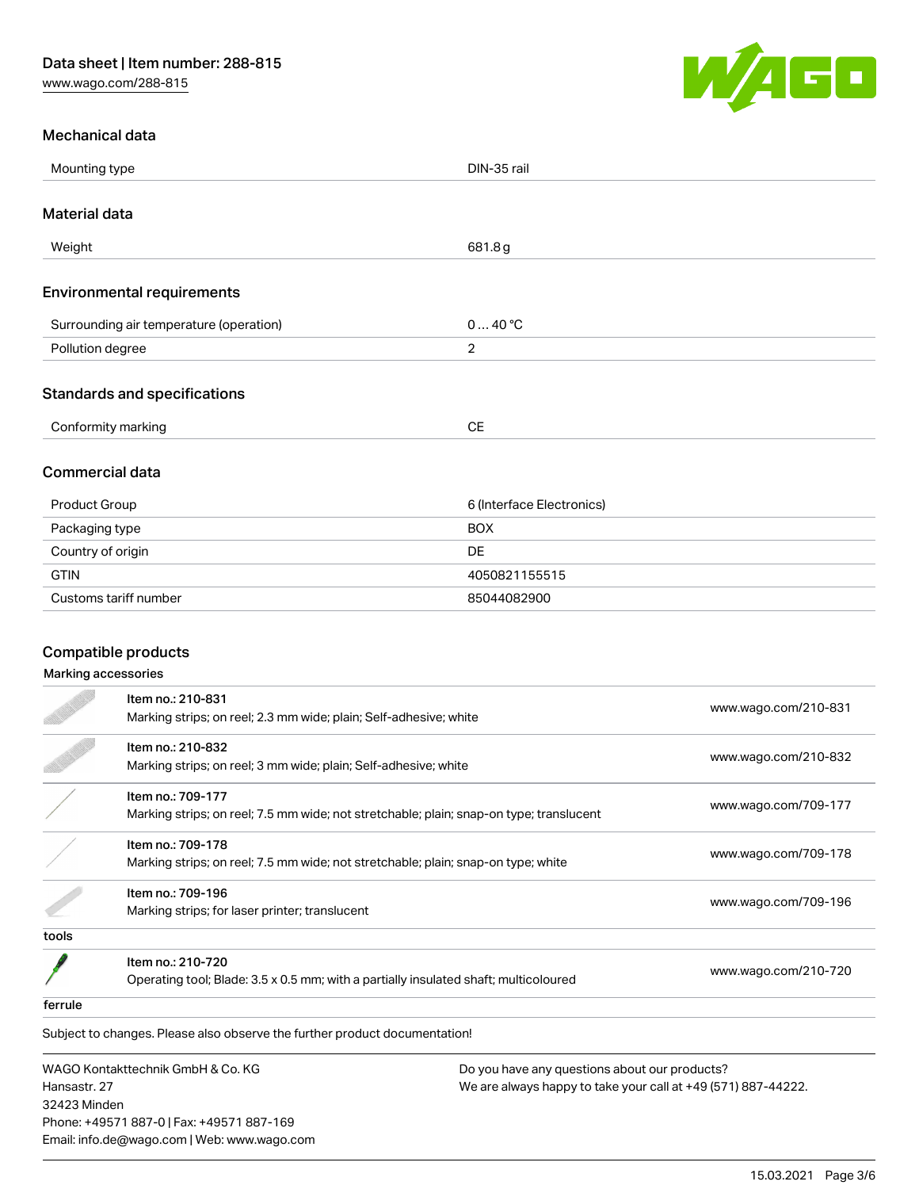## Mechanical data

| | |
|---|---|
| Mounting type | DIN-35 rail |

## Material data

| | |
|---|---|
| Weight | 681.8 g |

## Environmental requirements

| | |
|---|---|
| Surrounding air temperature (operation) | 0 … 40 °C |
| Pollution degree | 2 |

## Standards and specifications

| | |
|---|---|
| Conformity marking | CE |

## Commercial data

| | |
|---|---|
| Product Group | 6 (Interface Electronics) |
| Packaging type | BOX |
| Country of origin | DE |
| GTIN | 4050821155515 |
| Customs tariff number | 85044082900 |

## Compatible products

### Marking accessories

| Item | Link |
|---|---|
| Item no.: 210-831<br>Marking strips; on reel; 2.3 mm wide; plain; Self-adhesive; white | www.wago.com/210-831 |
| Item no.: 210-832<br>Marking strips; on reel; 3 mm wide; plain; Self-adhesive; white | www.wago.com/210-832 |
| Item no.: 709-177<br>Marking strips; on reel; 7.5 mm wide; not stretchable; plain; snap-on type; translucent | www.wago.com/709-177 |
| Item no.: 709-178<br>Marking strips; on reel; 7.5 mm wide; not stretchable; plain; snap-on type; white | www.wago.com/709-178 |
| Item no.: 709-196<br>Marking strips; for laser printer; translucent | www.wago.com/709-196 |

### tools

| Item | Link |
|---|---|
| Item no.: 210-720<br>Operating tool; Blade: 3.5 x 0.5 mm; with a partially insulated shaft; multicoloured | www.wago.com/210-720 |

### ferrule

Subject to changes. Please also observe the further product documentation!

WAGO Kontakttechnik GmbH & Co. KG
Hansastr. 27
32423 Minden
Phone: +49571 887-0 | Fax: +49571 887-169
Email: info.de@wago.com | Web: www.wago.com

Do you have any questions about our products?
We are always happy to take your call at +49 (571) 887-44222.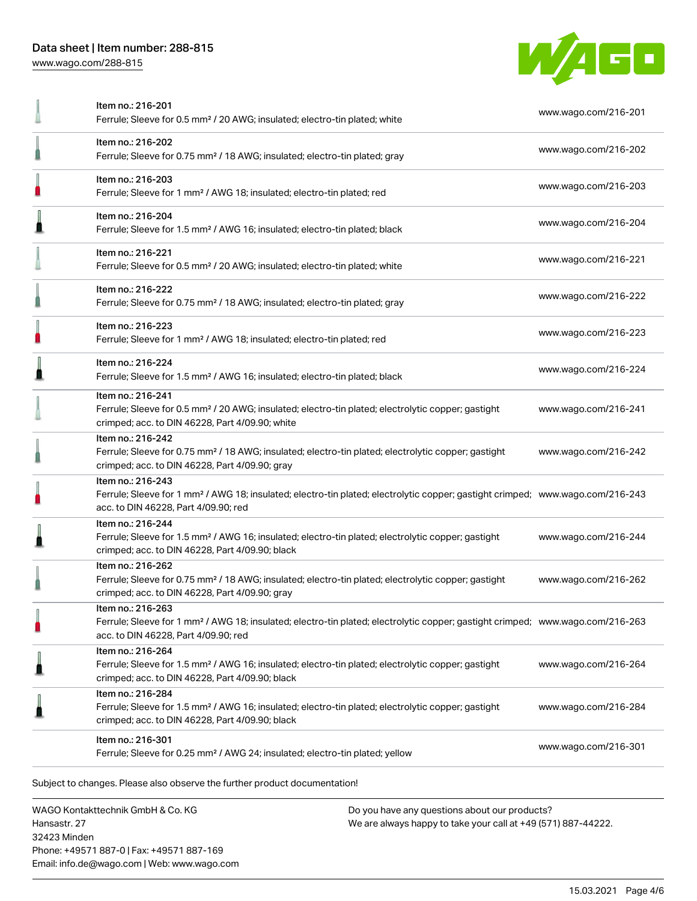| Item | Description | Link |
|---|---|---|
| Item no.: 216-201 | Ferrule; Sleeve for 0.5 mm² / 20 AWG; insulated; electro-tin plated; white | www.wago.com/216-201 |
| Item no.: 216-202 | Ferrule; Sleeve for 0.75 mm² / 18 AWG; insulated; electro-tin plated; gray | www.wago.com/216-202 |
| Item no.: 216-203 | Ferrule; Sleeve for 1 mm² / AWG 18; insulated; electro-tin plated; red | www.wago.com/216-203 |
| Item no.: 216-204 | Ferrule; Sleeve for 1.5 mm² / AWG 16; insulated; electro-tin plated; black | www.wago.com/216-204 |
| Item no.: 216-221 | Ferrule; Sleeve for 0.5 mm² / 20 AWG; insulated; electro-tin plated; white | www.wago.com/216-221 |
| Item no.: 216-222 | Ferrule; Sleeve for 0.75 mm² / 18 AWG; insulated; electro-tin plated; gray | www.wago.com/216-222 |
| Item no.: 216-223 | Ferrule; Sleeve for 1 mm² / AWG 18; insulated; electro-tin plated; red | www.wago.com/216-223 |
| Item no.: 216-224 | Ferrule; Sleeve for 1.5 mm² / AWG 16; insulated; electro-tin plated; black | www.wago.com/216-224 |
| Item no.: 216-241 | Ferrule; Sleeve for 0.5 mm² / 20 AWG; insulated; electro-tin plated; electrolytic copper; gastight crimped; acc. to DIN 46228, Part 4/09.90; white | www.wago.com/216-241 |
| Item no.: 216-242 | Ferrule; Sleeve for 0.75 mm² / 18 AWG; insulated; electro-tin plated; electrolytic copper; gastight crimped; acc. to DIN 46228, Part 4/09.90; gray | www.wago.com/216-242 |
| Item no.: 216-243 | Ferrule; Sleeve for 1 mm² / AWG 18; insulated; electro-tin plated; electrolytic copper; gastight crimped; acc. to DIN 46228, Part 4/09.90; red | www.wago.com/216-243 |
| Item no.: 216-244 | Ferrule; Sleeve for 1.5 mm² / AWG 16; insulated; electro-tin plated; electrolytic copper; gastight crimped; acc. to DIN 46228, Part 4/09.90; black | www.wago.com/216-244 |
| Item no.: 216-262 | Ferrule; Sleeve for 0.75 mm² / 18 AWG; insulated; electro-tin plated; electrolytic copper; gastight crimped; acc. to DIN 46228, Part 4/09.90; gray | www.wago.com/216-262 |
| Item no.: 216-263 | Ferrule; Sleeve for 1 mm² / AWG 18; insulated; electro-tin plated; electrolytic copper; gastight crimped; acc. to DIN 46228, Part 4/09.90; red | www.wago.com/216-263 |
| Item no.: 216-264 | Ferrule; Sleeve for 1.5 mm² / AWG 16; insulated; electro-tin plated; electrolytic copper; gastight crimped; acc. to DIN 46228, Part 4/09.90; black | www.wago.com/216-264 |
| Item no.: 216-284 | Ferrule; Sleeve for 1.5 mm² / AWG 16; insulated; electro-tin plated; electrolytic copper; gastight crimped; acc. to DIN 46228, Part 4/09.90; black | www.wago.com/216-284 |
| Item no.: 216-301 | Ferrule; Sleeve for 0.25 mm² / AWG 24; insulated; electro-tin plated; yellow | www.wago.com/216-301 |

Subject to changes. Please also observe the further product documentation!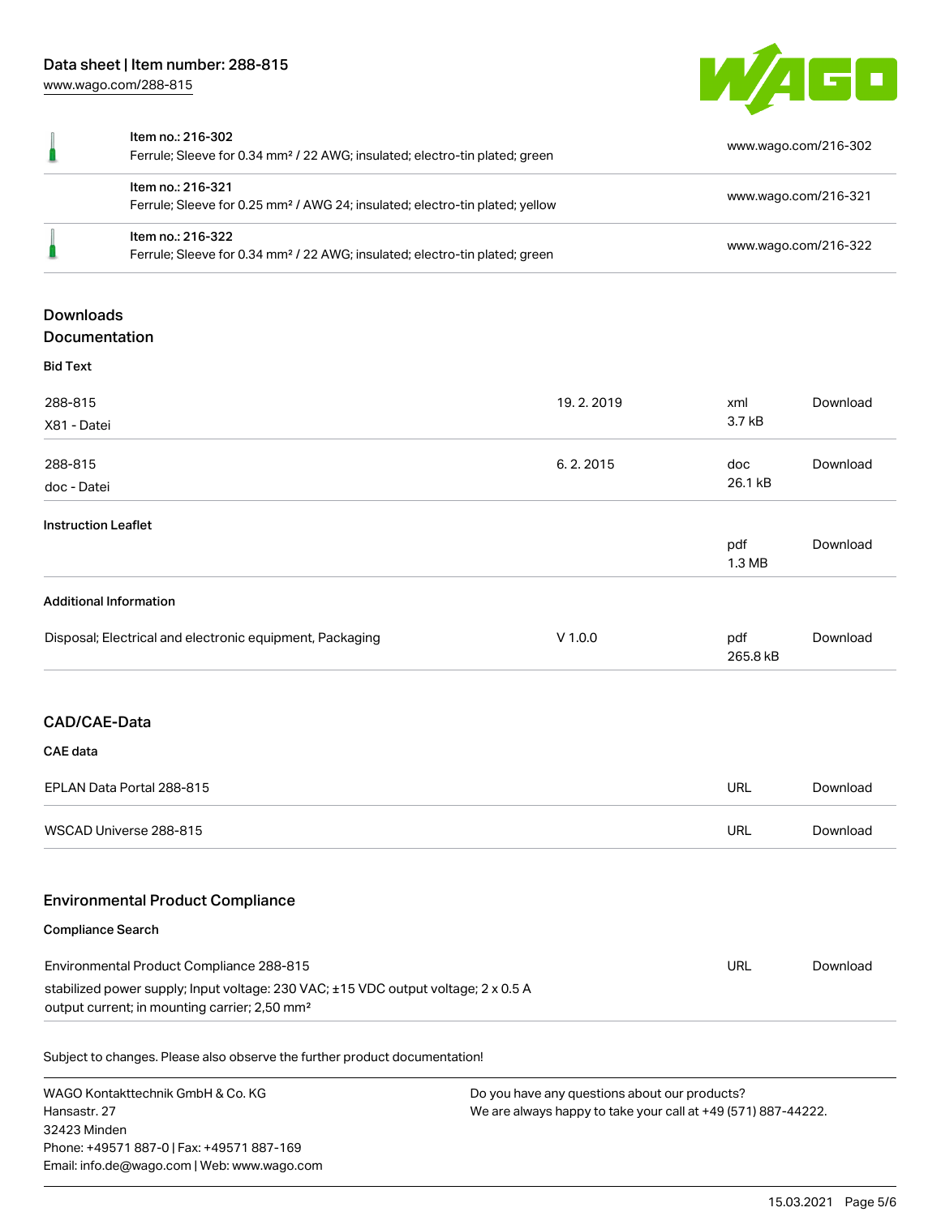| Item | Link |
| --- | --- |
| Item no.: 216-302<br>Ferrule; Sleeve for 0.34 mm² / 22 AWG; insulated; electro-tin plated; green | www.wago.com/216-302 |
| Item no.: 216-321<br>Ferrule; Sleeve for 0.25 mm² / AWG 24; insulated; electro-tin plated; yellow | www.wago.com/216-321 |
| Item no.: 216-322<br>Ferrule; Sleeve for 0.34 mm² / 22 AWG; insulated; electro-tin plated; green | www.wago.com/216-322 |

## Downloads

### Documentation

#### Bid Text

| | | | |
| --- | --- | --- | --- |
| 288-815<br>X81 - Datei | 19. 2. 2019 | xml<br>3.7 kB | Download |
| 288-815<br>doc - Datei | 6. 2. 2015 | doc<br>26.1 kB | Download |

#### Instruction Leaflet

| | | | |
| --- | --- | --- | --- |
| | | pdf<br>1.3 MB | Download |

#### Additional Information

| | | | |
| --- | --- | --- | --- |
| Disposal; Electrical and electronic equipment, Packaging | V 1.0.0 | pdf<br>265.8 kB | Download |

## CAD/CAE-Data

### CAE data

| | | |
| --- | --- | --- |
| EPLAN Data Portal 288-815 | URL | Download |
| WSCAD Universe 288-815 | URL | Download |

## Environmental Product Compliance

### Compliance Search

| | | |
| --- | --- | --- |
| Environmental Product Compliance 288-815<br>stabilized power supply; Input voltage: 230 VAC; ±15 VDC output voltage; 2 x 0.5 A output current; in mounting carrier; 2,50 mm² | URL | Download |

Subject to changes. Please also observe the further product documentation!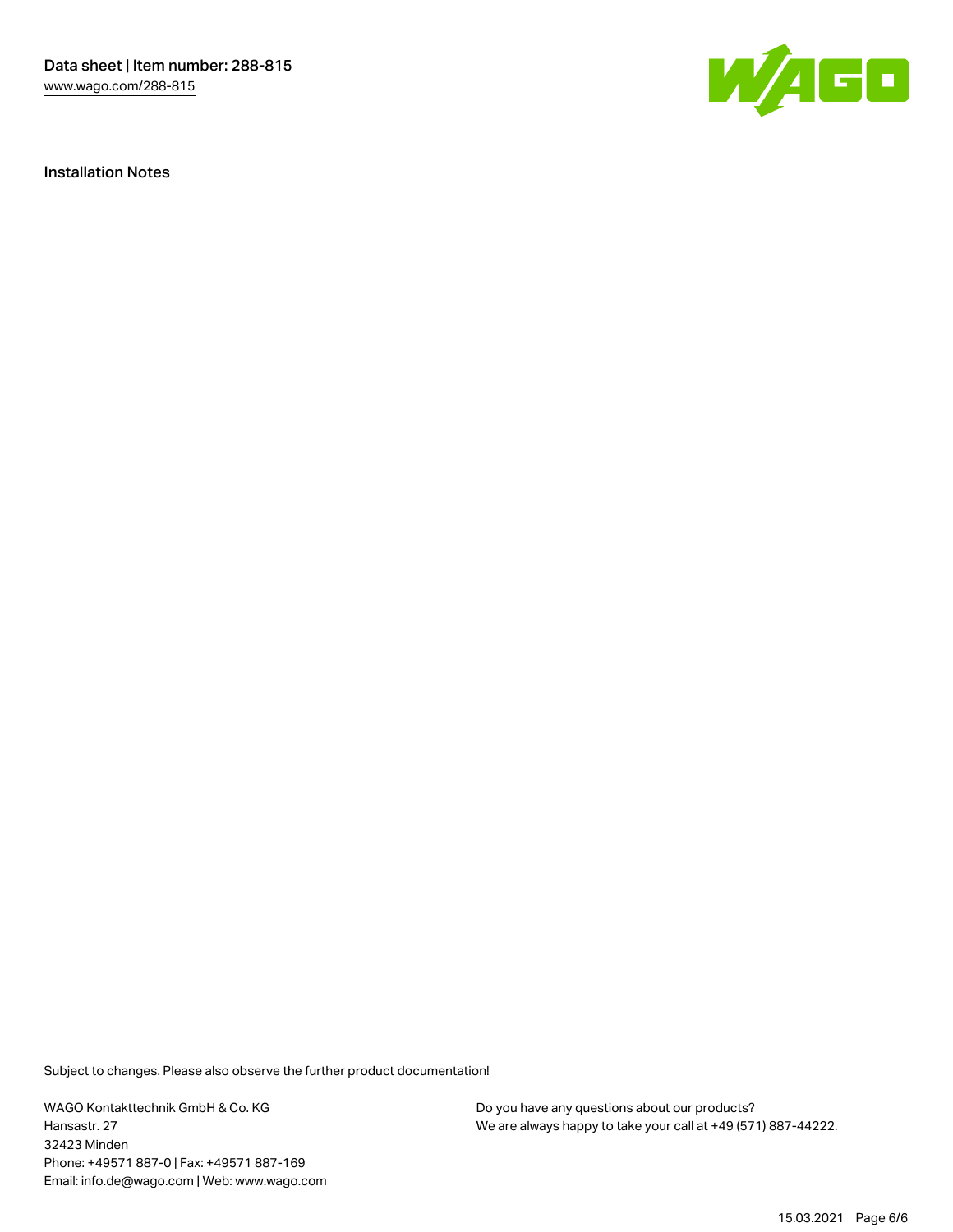Data sheet | Item number: 288-815
www.wago.com/288-815

## Installation Notes

Subject to changes. Please also observe the further product documentation!

WAGO Kontakttechnik GmbH & Co. KG
Hansastr. 27
32423 Minden
Phone: +49571 887-0 | Fax: +49571 887-169
Email: info.de@wago.com | Web: www.wago.com

Do you have any questions about our products?
We are always happy to take your call at +49 (571) 887-44222.

15.03.2021